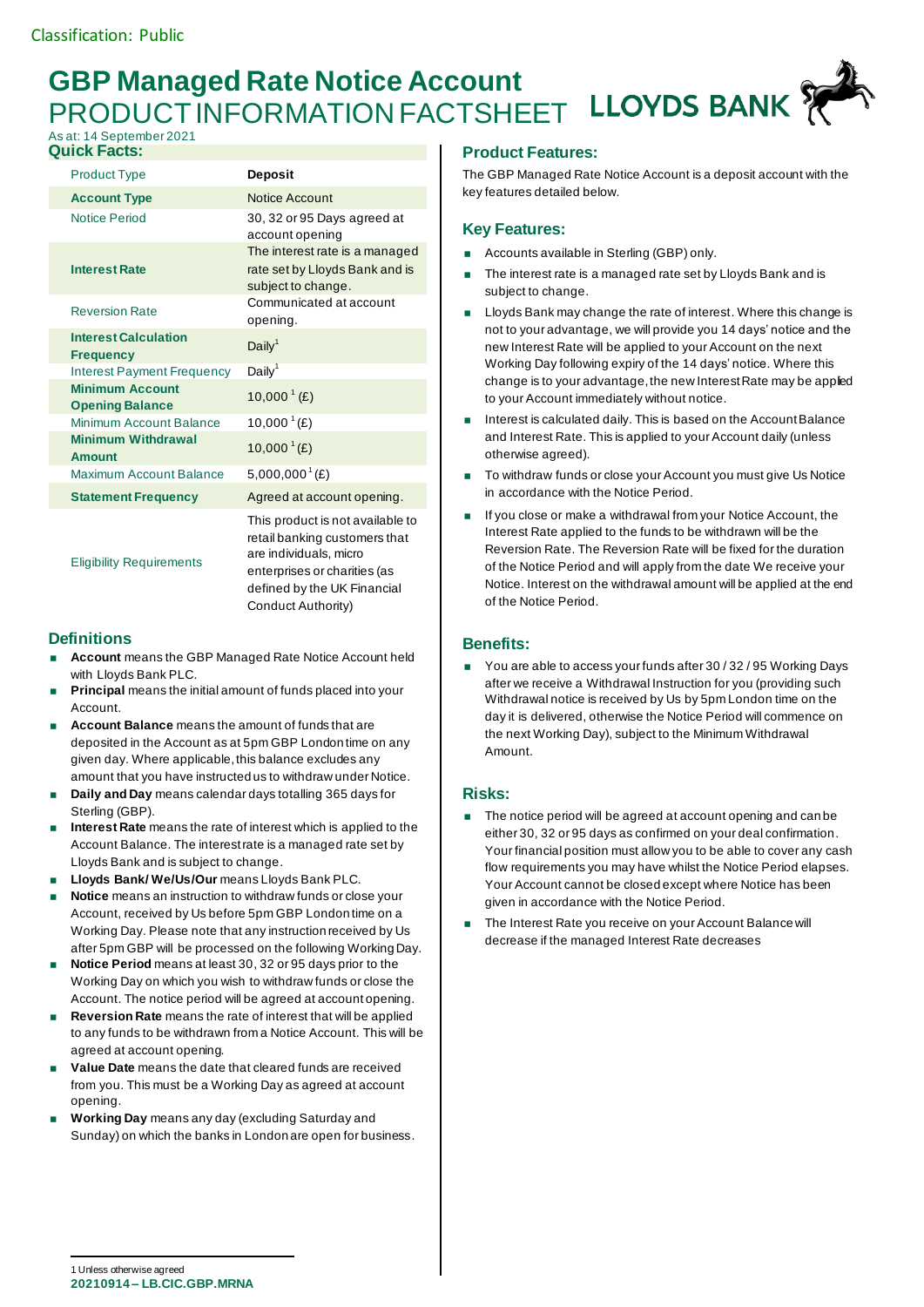Classification: Public

# GBP Managed Rate Notice Account

## PRODUCT INFORMATION FACTSHEET

LLOYDS BANK

As at: 14 September 2021

## Quick Facts:

| | |
|---|---|
| Product Type | **Deposit** |
| **Account Type** | Notice Account |
| Notice Period | 30, 32 or 95 Days agreed at account opening |
| **Interest Rate** | The interest rate is a managed rate set by Lloyds Bank and is subject to change. |
| Reversion Rate | Communicated at account opening. |
| **Interest Calculation Frequency** | Daily[1] |
| Interest Payment Frequency | Daily[1] |
| **Minimum Account Opening Balance** | 10,000 [1] (£) |
| Minimum Account Balance | 10,000 [1] (£) |
| **Minimum Withdrawal Amount** | 10,000 [1] (£) |
| Maximum Account Balance | 5,000,000[1] (£) |
| **Statement Frequency** | Agreed at account opening. |
| Eligibility Requirements | This product is not available to retail banking customers that are individuals, micro enterprises or charities (as defined by the UK Financial Conduct Authority) |

## Definitions

- **Account** means the GBP Managed Rate Notice Account held with Lloyds Bank PLC.
- **Principal** means the initial amount of funds placed into your Account.
- **Account Balance** means the amount of funds that are deposited in the Account as at 5pm GBP London time on any given day. Where applicable, this balance excludes any amount that you have instructed us to withdraw under Notice.
- **Daily and Day** means calendar days totalling 365 days for Sterling (GBP).
- **Interest Rate** means the rate of interest which is applied to the Account Balance. The interest rate is a managed rate set by Lloyds Bank and is subject to change.
- **Lloyds Bank/ We/Us/Our** means Lloyds Bank PLC.
- **Notice** means an instruction to withdraw funds or close your Account, received by Us before 5pm GBP London time on a Working Day. Please note that any instruction received by Us after 5pm GBP will be processed on the following Working Day.
- **Notice Period** means at least 30, 32 or 95 days prior to the Working Day on which you wish to withdraw funds or close the Account. The notice period will be agreed at account opening.
- **Reversion Rate** means the rate of interest that will be applied to any funds to be withdrawn from a Notice Account. This will be agreed at account opening.
- **Value Date** means the date that cleared funds are received from you. This must be a Working Day as agreed at account opening.
- **Working Day** means any day (excluding Saturday and Sunday) on which the banks in London are open for business.

## Product Features:

The GBP Managed Rate Notice Account is a deposit account with the key features detailed below.

## Key Features:

- Accounts available in Sterling (GBP) only.
- The interest rate is a managed rate set by Lloyds Bank and is subject to change.
- Lloyds Bank may change the rate of interest. Where this change is not to your advantage, we will provide you 14 days' notice and the new Interest Rate will be applied to your Account on the next Working Day following expiry of the 14 days' notice. Where this change is to your advantage, the new Interest Rate may be applied to your Account immediately without notice.
- Interest is calculated daily. This is based on the Account Balance and Interest Rate. This is applied to your Account daily (unless otherwise agreed).
- To withdraw funds or close your Account you must give Us Notice in accordance with the Notice Period.
- If you close or make a withdrawal from your Notice Account, the Interest Rate applied to the funds to be withdrawn will be the Reversion Rate. The Reversion Rate will be fixed for the duration of the Notice Period and will apply from the date We receive your Notice. Interest on the withdrawal amount will be applied at the end of the Notice Period.

## Benefits:

- You are able to access your funds after 30 / 32 / 95 Working Days after we receive a Withdrawal Instruction for you (providing such Withdrawal notice is received by Us by 5pm London time on the day it is delivered, otherwise the Notice Period will commence on the next Working Day), subject to the Minimum Withdrawal Amount.

## Risks:

- The notice period will be agreed at account opening and can be either 30, 32 or 95 days as confirmed on your deal confirmation. Your financial position must allow you to be able to cover any cash flow requirements you may have whilst the Notice Period elapses. Your Account cannot be closed except where Notice has been given in accordance with the Notice Period.
- The Interest Rate you receive on your Account Balance will decrease if the managed Interest Rate decreases

1 Unless otherwise agreed

**20210914 – LB.CIC.GBP.MRNA**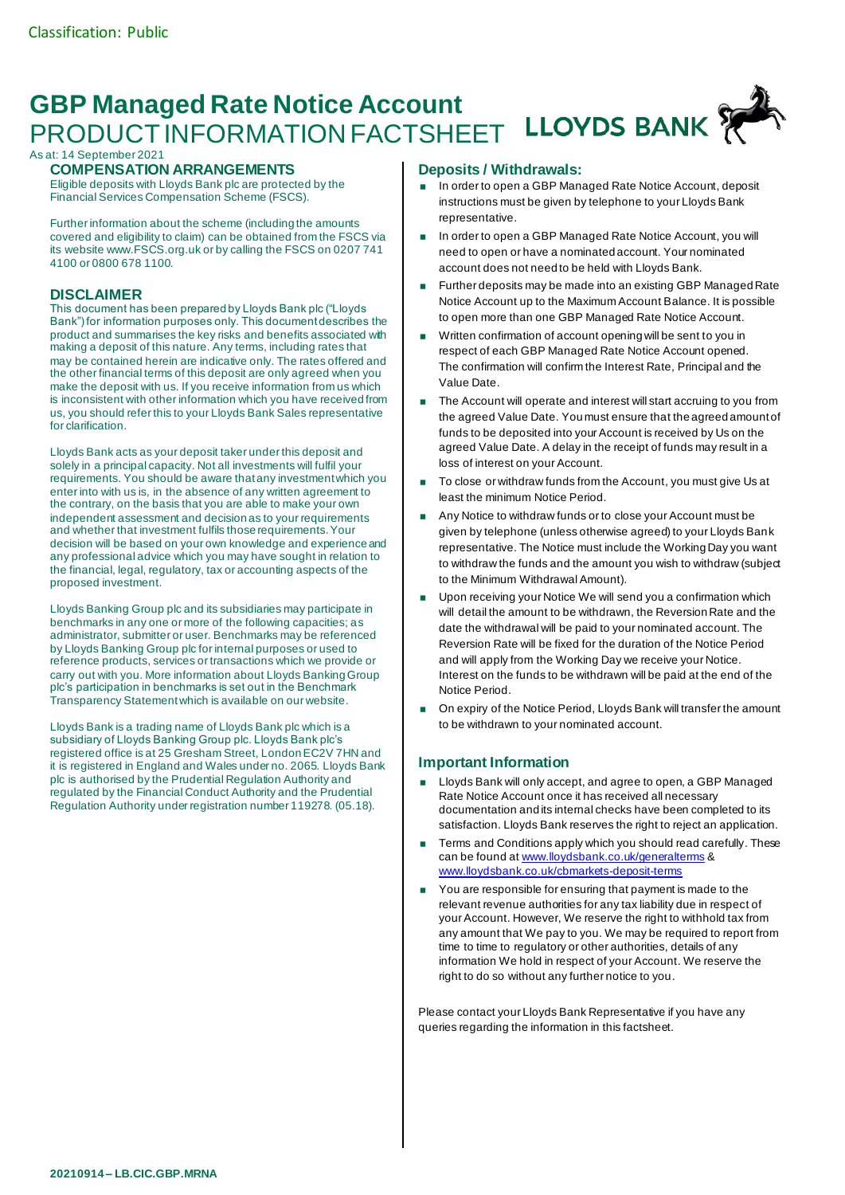Classification: Public

# GBP Managed Rate Notice Account

## PRODUCT INFORMATION FACTSHEET

LLOYDS BANK

As at: 14 September 2021

### COMPENSATION ARRANGEMENTS

Eligible deposits with Lloyds Bank plc are protected by the Financial Services Compensation Scheme (FSCS).

Further information about the scheme (including the amounts covered and eligibility to claim) can be obtained from the FSCS via its website www.FSCS.org.uk or by calling the FSCS on 0207 741 4100 or 0800 678 1100.

### DISCLAIMER

This document has been prepared by Lloyds Bank plc ("Lloyds Bank") for information purposes only. This document describes the product and summarises the key risks and benefits associated with making a deposit of this nature. Any terms, including rates that may be contained herein are indicative only. The rates offered and the other financial terms of this deposit are only agreed when you make the deposit with us. If you receive information from us which is inconsistent with other information which you have received from us, you should refer this to your Lloyds Bank Sales representative for clarification.

Lloyds Bank acts as your deposit taker under this deposit and solely in a principal capacity. Not all investments will fulfil your requirements. You should be aware that any investment which you enter into with us is, in the absence of any written agreement to the contrary, on the basis that you are able to make your own independent assessment and decision as to your requirements and whether that investment fulfils those requirements. Your decision will be based on your own knowledge and experience and any professional advice which you may have sought in relation to the financial, legal, regulatory, tax or accounting aspects of the proposed investment.

Lloyds Banking Group plc and its subsidiaries may participate in benchmarks in any one or more of the following capacities; as administrator, submitter or user. Benchmarks may be referenced by Lloyds Banking Group plc for internal purposes or used to reference products, services or transactions which we provide or carry out with you. More information about Lloyds Banking Group plc's participation in benchmarks is set out in the Benchmark Transparency Statement which is available on our website.

Lloyds Bank is a trading name of Lloyds Bank plc which is a subsidiary of Lloyds Banking Group plc. Lloyds Bank plc's registered office is at 25 Gresham Street, London EC2V 7HN and it is registered in England and Wales under no. 2065. Lloyds Bank plc is authorised by the Prudential Regulation Authority and regulated by the Financial Conduct Authority and the Prudential Regulation Authority under registration number 119278. (05.18).

### Deposits / Withdrawals:

- In order to open a GBP Managed Rate Notice Account, deposit instructions must be given by telephone to your Lloyds Bank representative.
- In order to open a GBP Managed Rate Notice Account, you will need to open or have a nominated account. Your nominated account does not need to be held with Lloyds Bank.
- Further deposits may be made into an existing GBP Managed Rate Notice Account up to the Maximum Account Balance. It is possible to open more than one GBP Managed Rate Notice Account.
- Written confirmation of account opening will be sent to you in respect of each GBP Managed Rate Notice Account opened. The confirmation will confirm the Interest Rate, Principal and the Value Date.
- The Account will operate and interest will start accruing to you from the agreed Value Date. You must ensure that the agreed amount of funds to be deposited into your Account is received by Us on the agreed Value Date. A delay in the receipt of funds may result in a loss of interest on your Account.
- To close or withdraw funds from the Account, you must give Us at least the minimum Notice Period.
- Any Notice to withdraw funds or to close your Account must be given by telephone (unless otherwise agreed) to your Lloyds Bank representative. The Notice must include the Working Day you want to withdraw the funds and the amount you wish to withdraw (subject to the Minimum Withdrawal Amount).
- Upon receiving your Notice We will send you a confirmation which will detail the amount to be withdrawn, the Reversion Rate and the date the withdrawal will be paid to your nominated account. The Reversion Rate will be fixed for the duration of the Notice Period and will apply from the Working Day we receive your Notice. Interest on the funds to be withdrawn will be paid at the end of the Notice Period.
- On expiry of the Notice Period, Lloyds Bank will transfer the amount to be withdrawn to your nominated account.

### Important Information

- Lloyds Bank will only accept, and agree to open, a GBP Managed Rate Notice Account once it has received all necessary documentation and its internal checks have been completed to its satisfaction. Lloyds Bank reserves the right to reject an application.
- Terms and Conditions apply which you should read carefully. These can be found at www.lloydsbank.co.uk/generalterms & www.lloydsbank.co.uk/cbmarkets-deposit-terms
- You are responsible for ensuring that payment is made to the relevant revenue authorities for any tax liability due in respect of your Account. However, We reserve the right to withhold tax from any amount that We pay to you. We may be required to report from time to time to regulatory or other authorities, details of any information We hold in respect of your Account. We reserve the right to do so without any further notice to you.

Please contact your Lloyds Bank Representative if you have any queries regarding the information in this factsheet.

20210914 – LB.CIC.GBP.MRNA